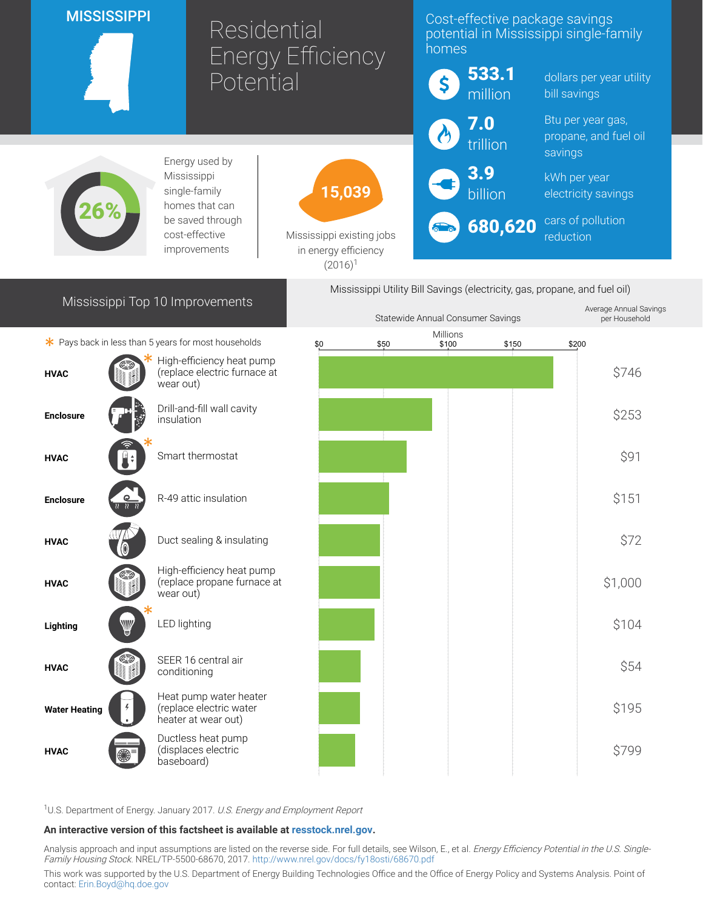# MISSISSIPPI

# Residential Energy Efficiency Potential

## Cost-effective package savings potential in Mississippi single-family homes

- **533.1 million** dollars per year utility bill savings
- **7.0 trillion** Btu per year gas, propane, and fuel oil savings
- **3.9 billion** kWh per year electricity savings
- **680,620** cars of pollution reduction

**26%** Energy used by Mississippi single-family homes that can be saved through cost-effective improvements

**15,039** Mississippi existing jobs in energy efficiency (2016)[1]

## Mississippi Top 10 Improvements

## Mississippi Utility Bill Savings (electricity, gas, propane, and fuel oil)

\* Pays back in less than 5 years for most households

| Category | Improvement | Statewide Annual Consumer Savings (Millions, approx.) | Average Annual Savings per Household |
|---|---|---|---|
| HVAC | High-efficiency heat pump (replace electric furnace at wear out) * | ~$182 | $746 |
| Enclosure | Drill-and-fill wall cavity insulation | ~$88 | $253 |
| HVAC | Smart thermostat * | ~$68 | $91 |
| Enclosure | R-49 attic insulation | ~$55 | $151 |
| HVAC | Duct sealing & insulating | ~$48 | $72 |
| HVAC | High-efficiency heat pump (replace propane furnace at wear out) | ~$48 | $1,000 |
| Lighting | LED lighting * | ~$43 | $104 |
| HVAC | SEER 16 central air conditioning | ~$33 | $54 |
| Water Heating | Heat pump water heater (replace electric water heater at wear out) | ~$32 | $195 |
| HVAC | Ductless heat pump (displaces electric baseboard) | ~$28 | $799 |

[1]U.S. Department of Energy. January 2017. *U.S. Energy and Employment Report*

**An interactive version of this factsheet is available at resstock.nrel.gov.**

Analysis approach and input assumptions are listed on the reverse side. For full details, see Wilson, E., et al. *Energy Efficiency Potential in the U.S. Single-Family Housing Stock*. NREL/TP-5500-68670, 2017. http://www.nrel.gov/docs/fy18osti/68670.pdf

This work was supported by the U.S. Department of Energy Building Technologies Office and the Office of Energy Policy and Systems Analysis. Point of contact: Erin.Boyd@hq.doe.gov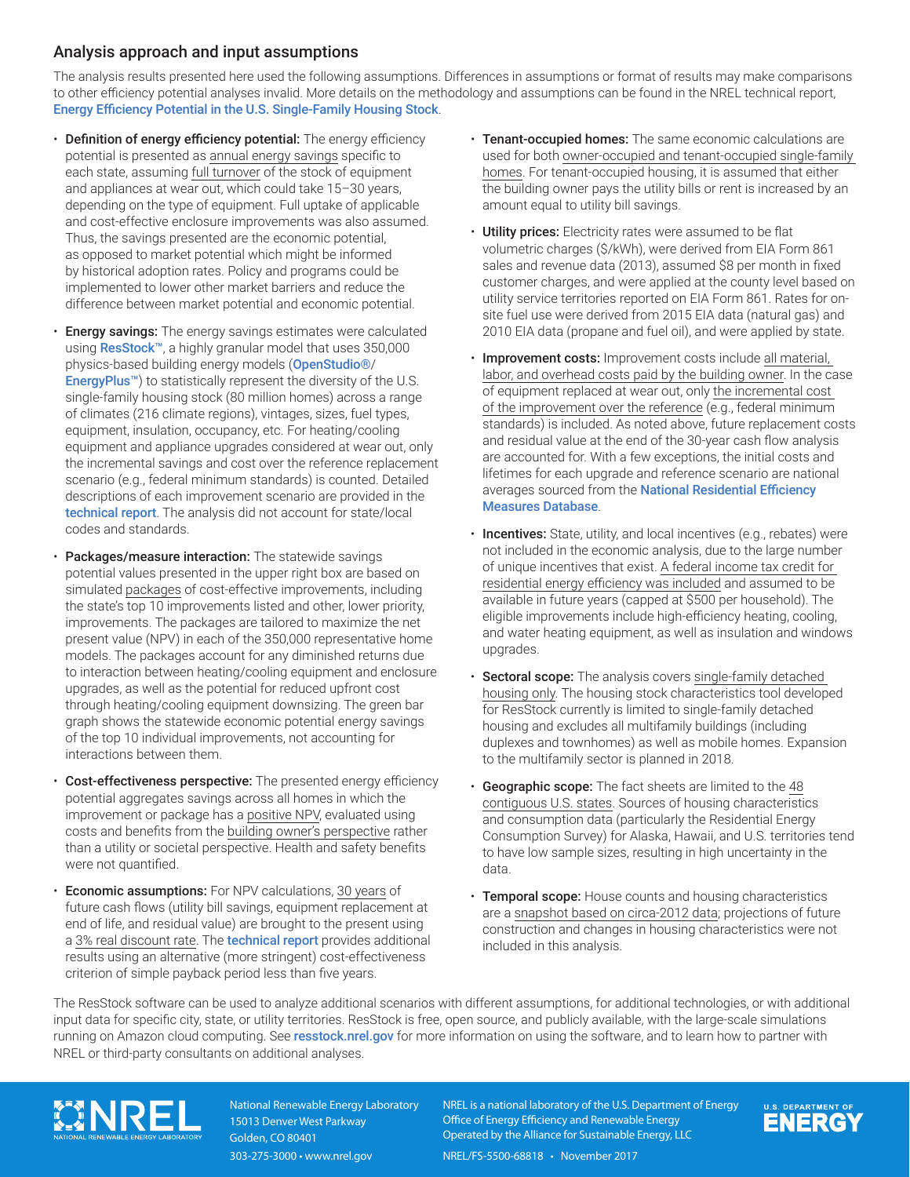## Analysis approach and input assumptions

The analysis results presented here used the following assumptions. Differences in assumptions or format of results may make comparisons to other efficiency potential analyses invalid. More details on the methodology and assumptions can be found in the NREL technical report, Energy Efficiency Potential in the U.S. Single-Family Housing Stock.

- **Definition of energy efficiency potential:** The energy efficiency potential is presented as annual energy savings specific to each state, assuming full turnover of the stock of equipment and appliances at wear out, which could take 15–30 years, depending on the type of equipment. Full uptake of applicable and cost-effective enclosure improvements was also assumed. Thus, the savings presented are the economic potential, as opposed to market potential which might be informed by historical adoption rates. Policy and programs could be implemented to lower other market barriers and reduce the difference between market potential and economic potential.
- **Energy savings:** The energy savings estimates were calculated using ResStock™, a highly granular model that uses 350,000 physics-based building energy models (OpenStudio®/EnergyPlus™) to statistically represent the diversity of the U.S. single-family housing stock (80 million homes) across a range of climates (216 climate regions), vintages, sizes, fuel types, equipment, insulation, occupancy, etc. For heating/cooling equipment and appliance upgrades considered at wear out, only the incremental savings and cost over the reference replacement scenario (e.g., federal minimum standards) is counted. Detailed descriptions of each improvement scenario are provided in the technical report. The analysis did not account for state/local codes and standards.
- **Packages/measure interaction:** The statewide savings potential values presented in the upper right box are based on simulated packages of cost-effective improvements, including the state's top 10 improvements listed and other, lower priority, improvements. The packages are tailored to maximize the net present value (NPV) in each of the 350,000 representative home models. The packages account for any diminished returns due to interaction between heating/cooling equipment and enclosure upgrades, as well as the potential for reduced upfront cost through heating/cooling equipment downsizing. The green bar graph shows the statewide economic potential energy savings of the top 10 individual improvements, not accounting for interactions between them.
- **Cost-effectiveness perspective:** The presented energy efficiency potential aggregates savings across all homes in which the improvement or package has a positive NPV, evaluated using costs and benefits from the building owner's perspective rather than a utility or societal perspective. Health and safety benefits were not quantified.
- **Economic assumptions:** For NPV calculations, 30 years of future cash flows (utility bill savings, equipment replacement at end of life, and residual value) are brought to the present using a 3% real discount rate. The technical report provides additional results using an alternative (more stringent) cost-effectiveness criterion of simple payback period less than five years.
- **Tenant-occupied homes:** The same economic calculations are used for both owner-occupied and tenant-occupied single-family homes. For tenant-occupied housing, it is assumed that either the building owner pays the utility bills or rent is increased by an amount equal to utility bill savings.
- **Utility prices:** Electricity rates were assumed to be flat volumetric charges ($/kWh), were derived from EIA Form 861 sales and revenue data (2013), assumed $8 per month in fixed customer charges, and were applied at the county level based on utility service territories reported on EIA Form 861. Rates for on-site fuel use were derived from 2015 EIA data (natural gas) and 2010 EIA data (propane and fuel oil), and were applied by state.
- **Improvement costs:** Improvement costs include all material, labor, and overhead costs paid by the building owner. In the case of equipment replaced at wear out, only the incremental cost of the improvement over the reference (e.g., federal minimum standards) is included. As noted above, future replacement costs and residual value at the end of the 30-year cash flow analysis are accounted for. With a few exceptions, the initial costs and lifetimes for each upgrade and reference scenario are national averages sourced from the National Residential Efficiency Measures Database.
- **Incentives:** State, utility, and local incentives (e.g., rebates) were not included in the economic analysis, due to the large number of unique incentives that exist. A federal income tax credit for residential energy efficiency was included and assumed to be available in future years (capped at $500 per household). The eligible improvements include high-efficiency heating, cooling, and water heating equipment, as well as insulation and windows upgrades.
- **Sectoral scope:** The analysis covers single-family detached housing only. The housing stock characteristics tool developed for ResStock currently is limited to single-family detached housing and excludes all multifamily buildings (including duplexes and townhomes) as well as mobile homes. Expansion to the multifamily sector is planned in 2018.
- **Geographic scope:** The fact sheets are limited to the 48 contiguous U.S. states. Sources of housing characteristics and consumption data (particularly the Residential Energy Consumption Survey) for Alaska, Hawaii, and U.S. territories tend to have low sample sizes, resulting in high uncertainty in the data.
- **Temporal scope:** House counts and housing characteristics are a snapshot based on circa-2012 data; projections of future construction and changes in housing characteristics were not included in this analysis.

The ResStock software can be used to analyze additional scenarios with different assumptions, for additional technologies, or with additional input data for specific city, state, or utility territories. ResStock is free, open source, and publicly available, with the large-scale simulations running on Amazon cloud computing. See resstock.nrel.gov for more information on using the software, and to learn how to partner with NREL or third-party consultants on additional analyses.

NREL
NATIONAL RENEWABLE ENERGY LABORATORY

National Renewable Energy Laboratory
15013 Denver West Parkway
Golden, CO 80401
303-275-3000 • www.nrel.gov

NREL is a national laboratory of the U.S. Department of Energy
Office of Energy Efficiency and Renewable Energy
Operated by the Alliance for Sustainable Energy, LLC

NREL/FS-5500-68818 • November 2017

U.S. DEPARTMENT OF ENERGY